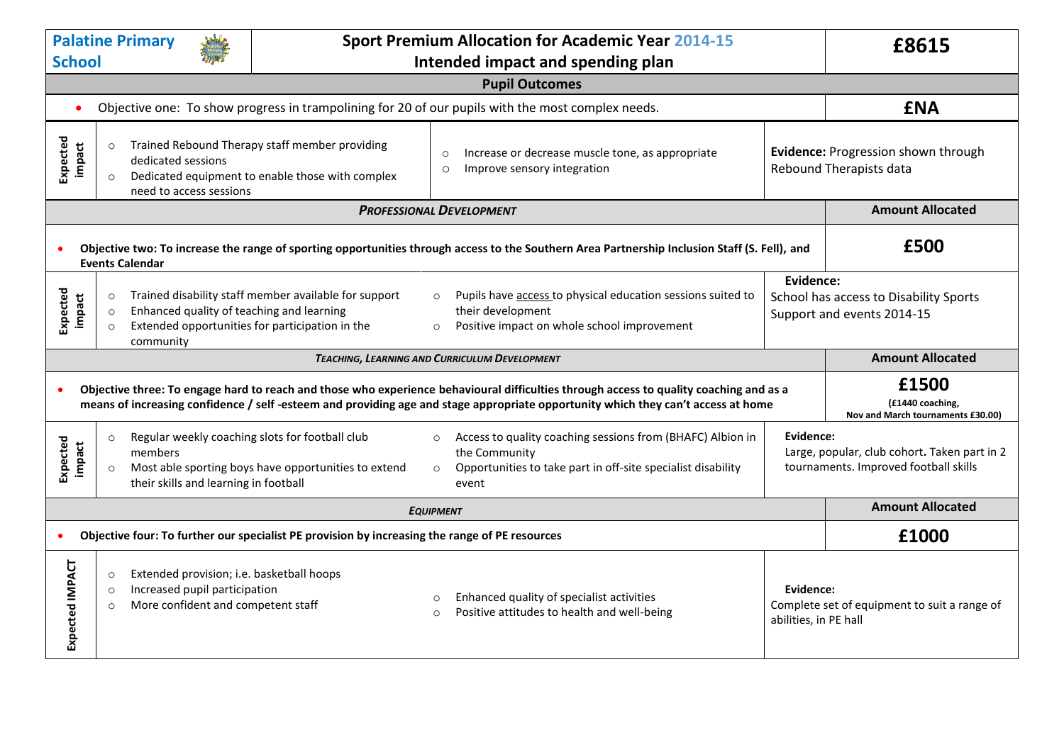| Palatine Primary School | Sport Premium Allocation for Academic Year 2014-15<br>Intended impact and spending plan | | £8615 |
|---|---|---|---|
| **Pupil Outcomes** | | | |
| • Objective one: To show progress in trampolining for 20 of our pupils with the most complex needs. | | | **£NA** |
| **Expected impact** | ○ Trained Rebound Therapy staff member providing dedicated sessions<br>○ Dedicated equipment to enable those with complex need to access sessions | ○ Increase or decrease muscle tone, as appropriate<br>○ Improve sensory integration | **Evidence:** Progression shown through Rebound Therapists data |
| ***PROFESSIONAL DEVELOPMENT*** | | | **Amount Allocated** |
| • **Objective two: To increase the range of sporting opportunities through access to the Southern Area Partnership Inclusion Staff (S. Fell), and Events Calendar** | | | **£500** |
| **Expected impact** | ○ Trained disability staff member available for support<br>○ Enhanced quality of teaching and learning<br>○ Extended opportunities for participation in the community | ○ Pupils have access to physical education sessions suited to their development<br>○ Positive impact on whole school improvement | **Evidence:**<br>School has access to Disability Sports Support and events 2014-15 |
| ***TEACHING, LEARNING AND CURRICULUM DEVELOPMENT*** | | | **Amount Allocated** |
| • **Objective three: To engage hard to reach and those who experience behavioural difficulties through access to quality coaching and as a means of increasing confidence / self -esteem and providing age and stage appropriate opportunity which they can't access at home** | | | **£1500**<br>**(£1440 coaching, Nov and March tournaments £30.00)** |
| **Expected impact** | ○ Regular weekly coaching slots for football club members<br>○ Most able sporting boys have opportunities to extend their skills and learning in football | ○ Access to quality coaching sessions from (BHAFC) Albion in the Community<br>○ Opportunities to take part in off-site specialist disability event | **Evidence:**<br>Large, popular, club cohort. Taken part in 2 tournaments. Improved football skills |
| ***EQUIPMENT*** | | | **Amount Allocated** |
| • **Objective four: To further our specialist PE provision by increasing the range of PE resources** | | | **£1000** |
| **Expected IMPACT** | ○ Extended provision; i.e. basketball hoops<br>○ Increased pupil participation<br>○ More confident and competent staff | ○ Enhanced quality of specialist activities<br>○ Positive attitudes to health and well-being | **Evidence:**<br>Complete set of equipment to suit a range of abilities, in PE hall |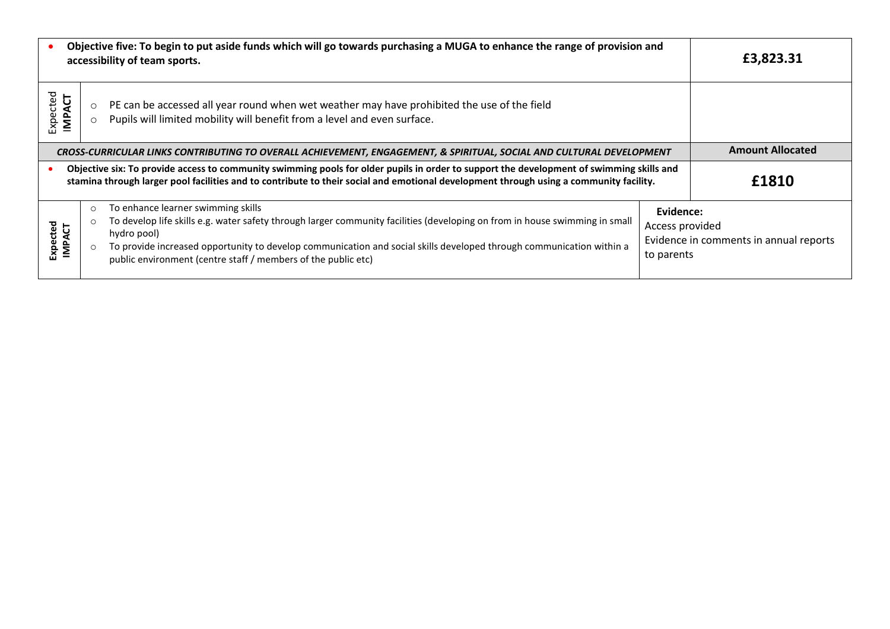| | | |
|---|---|---|
| • **Objective five: To begin to put aside funds which will go towards purchasing a MUGA to enhance the range of provision and accessibility of team sports.** | | **£3,823.31** |
| Expected **IMPACT** | ○ PE can be accessed all year round when wet weather may have prohibited the use of the field<br>○ Pupils will limited mobility will benefit from a level and even surface. | |
| ***CROSS-CURRICULAR LINKS CONTRIBUTING TO OVERALL ACHIEVEMENT, ENGAGEMENT, & SPIRITUAL, SOCIAL AND CULTURAL DEVELOPMENT*** | | **Amount Allocated** |
| • **Objective six: To provide access to community swimming pools for older pupils in order to support the development of swimming skills and stamina through larger pool facilities and to contribute to their social and emotional development through using a community facility.** | | **£1810** |
| **Expected IMPACT** | ○ To enhance learner swimming skills<br>○ To develop life skills e.g. water safety through larger community facilities (developing on from in house swimming in small hydro pool)<br>○ To provide increased opportunity to develop communication and social skills developed through communication within a public environment (centre staff / members of the public etc) | **Evidence:**<br>Access provided<br>Evidence in comments in annual reports to parents |